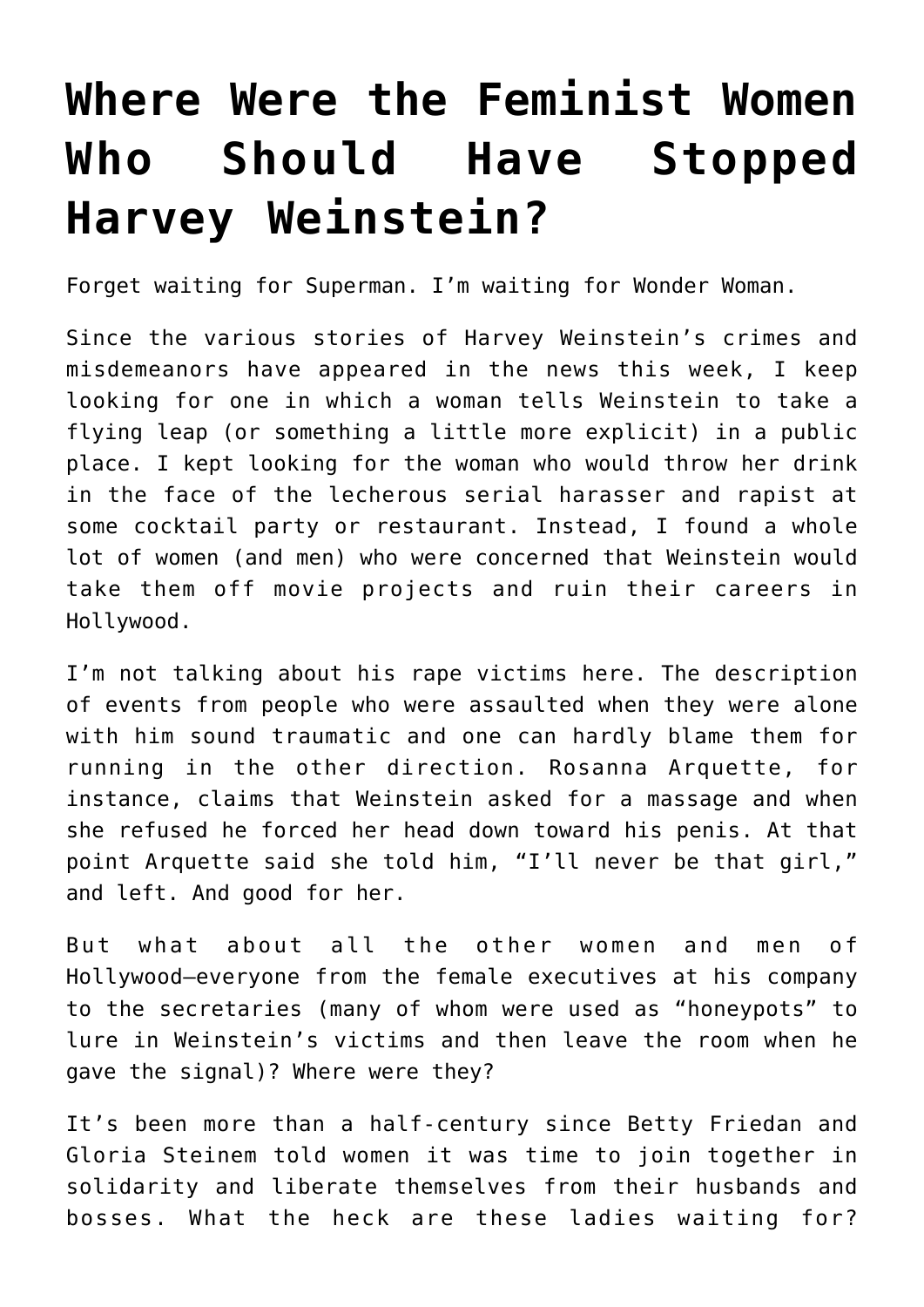# Where Were the Feminist Women Who Should Have Stopped Harvey Weinstein?

Forget waiting for Superman. I'm waiting for Wonder Woman.

Since the various stories of Harvey Weinstein's crimes and misdemeanors have appeared in the news this week, I keep looking for one in which a woman tells Weinstein to take a flying leap (or something a little more explicit) in a public place. I kept looking for the woman who would throw her drink in the face of the lecherous serial harasser and rapist at some cocktail party or restaurant. Instead, I found a whole lot of women (and men) who were concerned that Weinstein would take them off movie projects and ruin their careers in Hollywood.

I'm not talking about his rape victims here. The description of events from people who were assaulted when they were alone with him sound traumatic and one can hardly blame them for running in the other direction. Rosanna Arquette, for instance, claims that Weinstein asked for a massage and when she refused he forced her head down toward his penis. At that point Arquette said she told him, "I'll never be that girl," and left. And good for her.

But what about all the other women and men of Hollywood—everyone from the female executives at his company to the secretaries (many of whom were used as "honeypots" to lure in Weinstein's victims and then leave the room when he gave the signal)? Where were they?

It's been more than a half-century since Betty Friedan and Gloria Steinem told women it was time to join together in solidarity and liberate themselves from their husbands and bosses. What the heck are these ladies waiting for?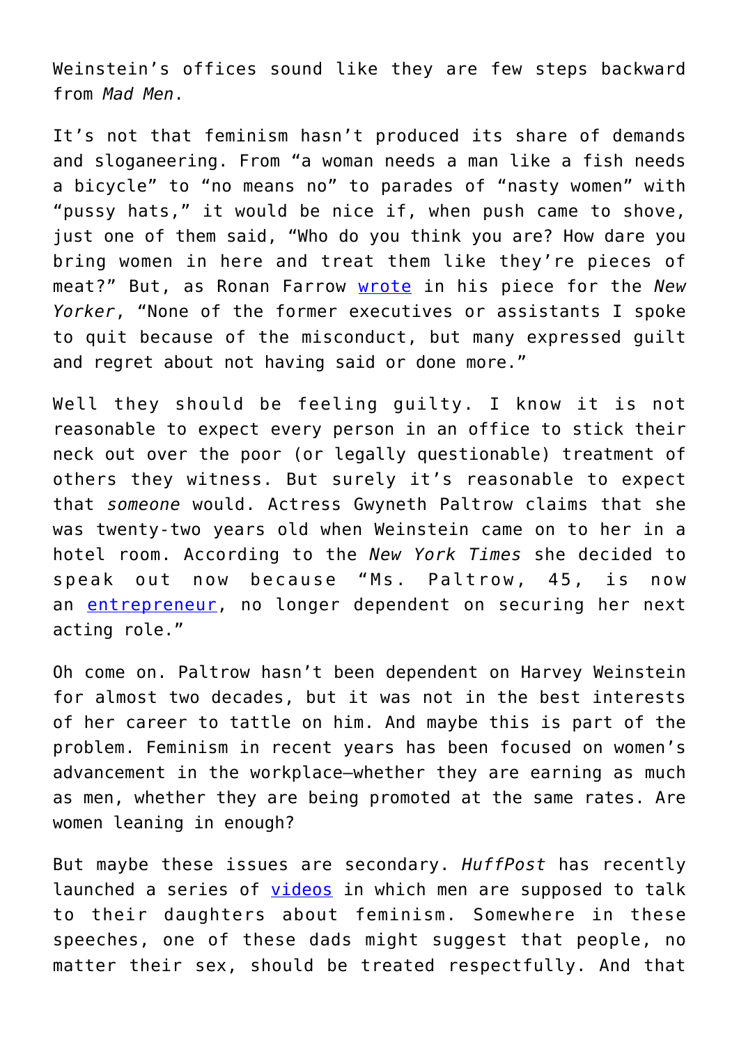Weinstein's offices sound like they are few steps backward from *Mad Men*.

It's not that feminism hasn't produced its share of demands and sloganeering. From "a woman needs a man like a fish needs a bicycle" to "no means no" to parades of "nasty women" with "pussy hats," it would be nice if, when push came to shove, just one of them said, "Who do you think you are? How dare you bring women in here and treat them like they're pieces of meat?" But, as Ronan Farrow [wrote](#) in his piece for the *New Yorker*, "None of the former executives or assistants I spoke to quit because of the misconduct, but many expressed guilt and regret about not having said or done more."

Well they should be feeling guilty. I know it is not reasonable to expect every person in an office to stick their neck out over the poor (or legally questionable) treatment of others they witness. But surely it's reasonable to expect that *someone* would. Actress Gwyneth Paltrow claims that she was twenty-two years old when Weinstein came on to her in a hotel room. According to the *New York Times* she decided to speak out now because "Ms. Paltrow, 45, is now an [entrepreneur](#), no longer dependent on securing her next acting role."

Oh come on. Paltrow hasn't been dependent on Harvey Weinstein for almost two decades, but it was not in the best interests of her career to tattle on him. And maybe this is part of the problem. Feminism in recent years has been focused on women's advancement in the workplace—whether they are earning as much as men, whether they are being promoted at the same rates. Are women leaning in enough?

But maybe these issues are secondary. *HuffPost* has recently launched a series of [videos](#) in which men are supposed to talk to their daughters about feminism. Somewhere in these speeches, one of these dads might suggest that people, no matter their sex, should be treated respectfully. And that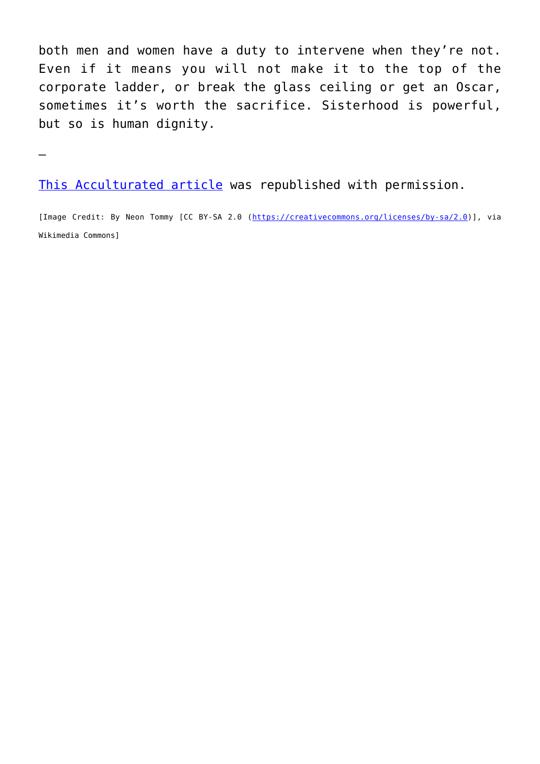both men and women have a duty to intervene when they're not. Even if it means you will not make it to the top of the corporate ladder, or break the glass ceiling or get an Oscar, sometimes it's worth the sacrifice. Sisterhood is powerful, but so is human dignity.

—

This Acculturated article was republished with permission.

[Image Credit: By Neon Tommy [CC BY-SA 2.0 (https://creativecommons.org/licenses/by-sa/2.0)], via Wikimedia Commons]